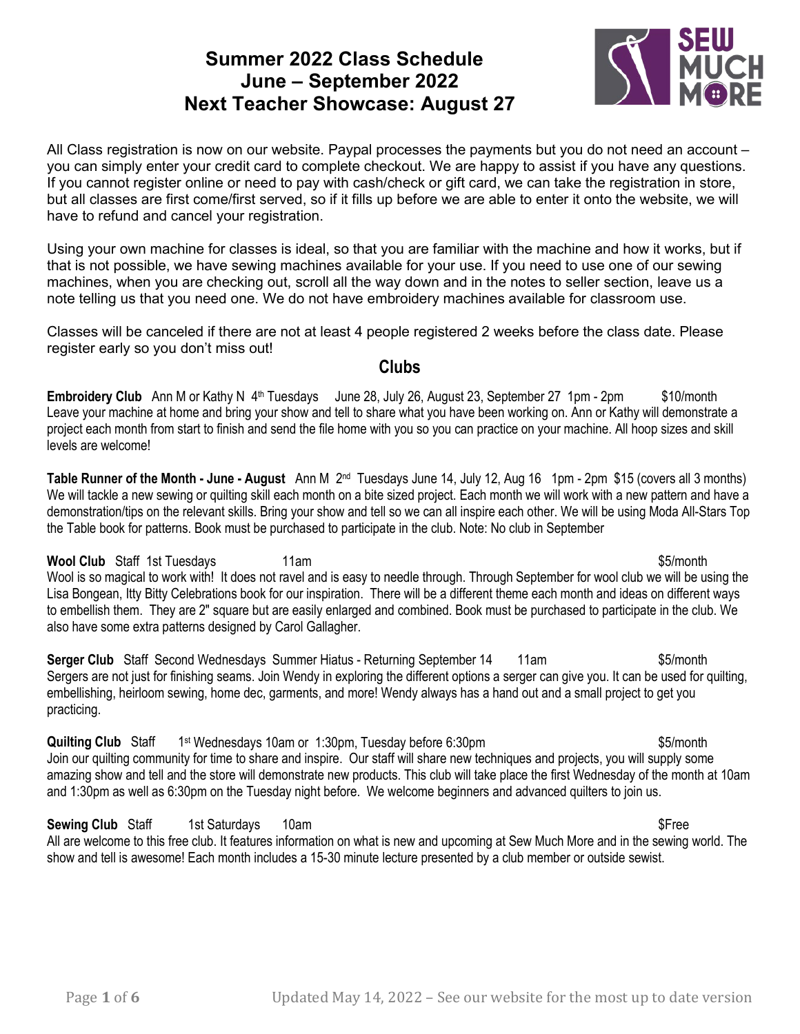# Summer 2022 Class Schedule
# June – September 2022
# Next Teacher Showcase: August 27

All Class registration is now on our website. Paypal processes the payments but you do not need an account – you can simply enter your credit card to complete checkout. We are happy to assist if you have any questions. If you cannot register online or need to pay with cash/check or gift card, we can take the registration in store, but all classes are first come/first served, so if it fills up before we are able to enter it onto the website, we will have to refund and cancel your registration.

Using your own machine for classes is ideal, so that you are familiar with the machine and how it works, but if that is not possible, we have sewing machines available for your use. If you need to use one of our sewing machines, when you are checking out, scroll all the way down and in the notes to seller section, leave us a note telling us that you need one. We do not have embroidery machines available for classroom use.

Classes will be canceled if there are not at least 4 people registered 2 weeks before the class date. Please register early so you don't miss out!

## Clubs

**Embroidery Club** Ann M or Kathy N 4th Tuesdays June 28, July 26, August 23, September 27 1pm - 2pm $10/month
Leave your machine at home and bring your show and tell to share what you have been working on. Ann or Kathy will demonstrate a project each month from start to finish and send the file home with you so you can practice on your machine. All hoop sizes and skill levels are welcome!

**Table Runner of the Month - June - August** Ann M 2nd Tuesdays June 14, July 12, Aug 16 1pm - 2pm $15 (covers all 3 months)
We will tackle a new sewing or quilting skill each month on a bite sized project. Each month we will work with a new pattern and have a demonstration/tips on the relevant skills. Bring your show and tell so we can all inspire each other. We will be using Moda All-Stars Top the Table book for patterns. Book must be purchased to participate in the club. Note: No club in September

**Wool Club** Staff 1st Tuesdays 11am $5/month
Wool is so magical to work with! It does not ravel and is easy to needle through. Through September for wool club we will be using the Lisa Bongean, Itty Bitty Celebrations book for our inspiration. There will be a different theme each month and ideas on different ways to embellish them. They are 2" square but are easily enlarged and combined. Book must be purchased to participate in the club. We also have some extra patterns designed by Carol Gallagher.

**Serger Club** Staff Second Wednesdays Summer Hiatus - Returning September 14 11am $5/month
Sergers are not just for finishing seams. Join Wendy in exploring the different options a serger can give you. It can be used for quilting, embellishing, heirloom sewing, home dec, garments, and more! Wendy always has a hand out and a small project to get you practicing.

**Quilting Club** Staff 1st Wednesdays 10am or 1:30pm, Tuesday before 6:30pm $5/month
Join our quilting community for time to share and inspire. Our staff will share new techniques and projects, you will supply some amazing show and tell and the store will demonstrate new products. This club will take place the first Wednesday of the month at 10am and 1:30pm as well as 6:30pm on the Tuesday night before. We welcome beginners and advanced quilters to join us.

**Sewing Club** Staff 1st Saturdays 10am $Free
All are welcome to this free club. It features information on what is new and upcoming at Sew Much More and in the sewing world. The show and tell is awesome! Each month includes a 15-30 minute lecture presented by a club member or outside sewist.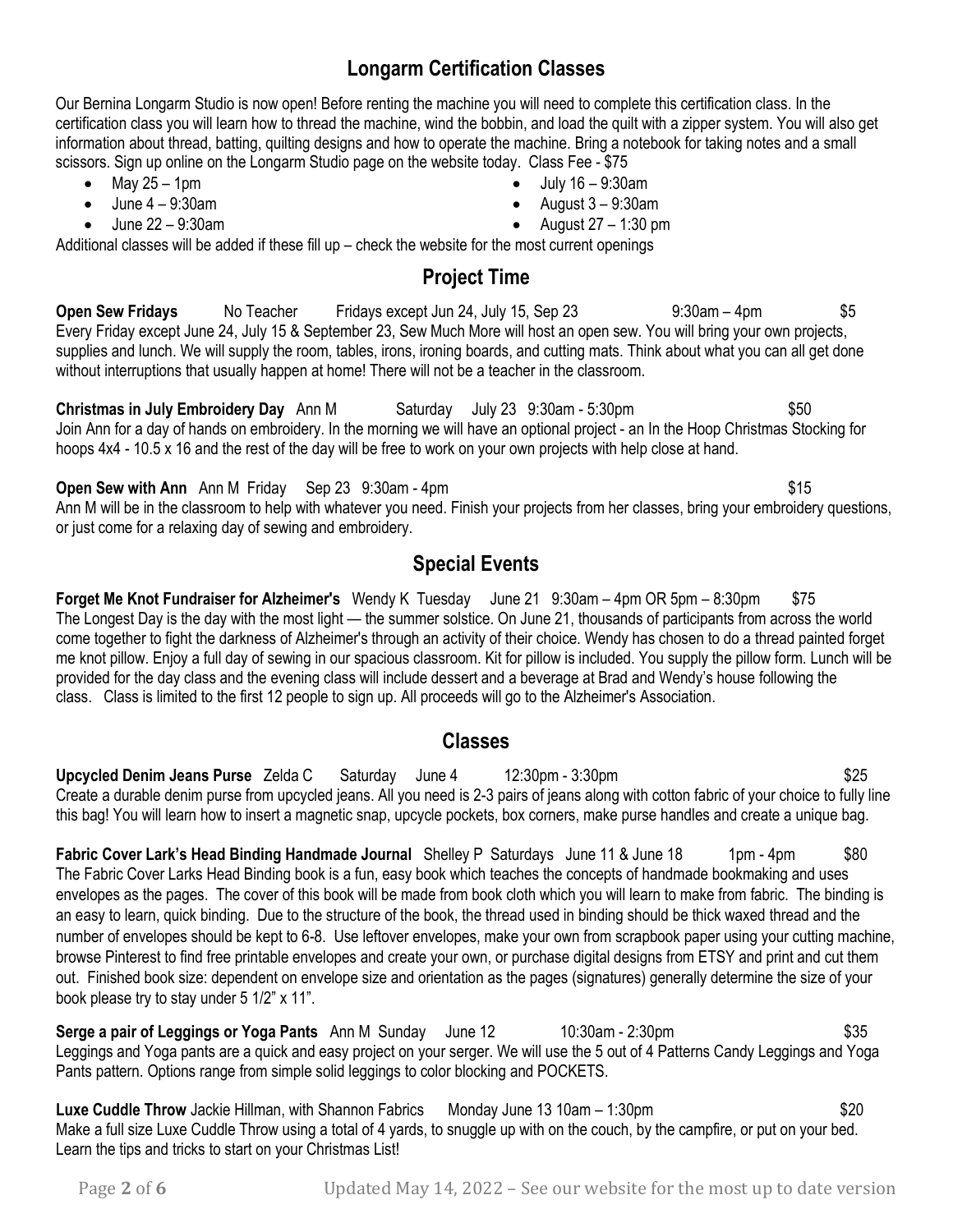## Longarm Certification Classes

Our Bernina Longarm Studio is now open! Before renting the machine you will need to complete this certification class. In the certification class you will learn how to thread the machine, wind the bobbin, and load the quilt with a zipper system. You will also get information about thread, batting, quilting designs and how to operate the machine. Bring a notebook for taking notes and a small scissors. Sign up online on the Longarm Studio page on the website today. Class Fee - $75

- May 25 – 1pm
- June 4 – 9:30am
- June 22 – 9:30am
- July 16 – 9:30am
- August 3 – 9:30am
- August 27 – 1:30 pm

Additional classes will be added if these fill up – check the website for the most current openings

## Project Time

**Open Sew Fridays** No Teacher Fridays except Jun 24, July 15, Sep 23 9:30am – 4pm $5
Every Friday except June 24, July 15 & September 23, Sew Much More will host an open sew. You will bring your own projects, supplies and lunch. We will supply the room, tables, irons, ironing boards, and cutting mats. Think about what you can all get done without interruptions that usually happen at home! There will not be a teacher in the classroom.

**Christmas in July Embroidery Day** Ann M Saturday July 23 9:30am - 5:30pm $50
Join Ann for a day of hands on embroidery. In the morning we will have an optional project - an In the Hoop Christmas Stocking for hoops 4x4 - 10.5 x 16 and the rest of the day will be free to work on your own projects with help close at hand.

**Open Sew with Ann** Ann M Friday Sep 23 9:30am - 4pm $15
Ann M will be in the classroom to help with whatever you need. Finish your projects from her classes, bring your embroidery questions, or just come for a relaxing day of sewing and embroidery.

## Special Events

**Forget Me Knot Fundraiser for Alzheimer's** Wendy K Tuesday June 21 9:30am – 4pm OR 5pm – 8:30pm $75
The Longest Day is the day with the most light — the summer solstice. On June 21, thousands of participants from across the world come together to fight the darkness of Alzheimer's through an activity of their choice. Wendy has chosen to do a thread painted forget me knot pillow. Enjoy a full day of sewing in our spacious classroom. Kit for pillow is included. You supply the pillow form. Lunch will be provided for the day class and the evening class will include dessert and a beverage at Brad and Wendy's house following the class. Class is limited to the first 12 people to sign up. All proceeds will go to the Alzheimer's Association.

## Classes

**Upcycled Denim Jeans Purse** Zelda C Saturday June 4 12:30pm - 3:30pm $25
Create a durable denim purse from upcycled jeans. All you need is 2-3 pairs of jeans along with cotton fabric of your choice to fully line this bag! You will learn how to insert a magnetic snap, upcycle pockets, box corners, make purse handles and create a unique bag.

**Fabric Cover Lark's Head Binding Handmade Journal** Shelley P Saturdays June 11 & June 18 1pm - 4pm $80
The Fabric Cover Larks Head Binding book is a fun, easy book which teaches the concepts of handmade bookmaking and uses envelopes as the pages. The cover of this book will be made from book cloth which you will learn to make from fabric. The binding is an easy to learn, quick binding. Due to the structure of the book, the thread used in binding should be thick waxed thread and the number of envelopes should be kept to 6-8. Use leftover envelopes, make your own from scrapbook paper using your cutting machine, browse Pinterest to find free printable envelopes and create your own, or purchase digital designs from ETSY and print and cut them out. Finished book size: dependent on envelope size and orientation as the pages (signatures) generally determine the size of your book please try to stay under 5 1/2" x 11".

**Serge a pair of Leggings or Yoga Pants** Ann M Sunday June 12 10:30am - 2:30pm $35
Leggings and Yoga pants are a quick and easy project on your serger. We will use the 5 out of 4 Patterns Candy Leggings and Yoga Pants pattern. Options range from simple solid leggings to color blocking and POCKETS.

**Luxe Cuddle Throw** Jackie Hillman, with Shannon Fabrics Monday June 13 10am – 1:30pm $20
Make a full size Luxe Cuddle Throw using a total of 4 yards, to snuggle up with on the couch, by the campfire, or put on your bed. Learn the tips and tricks to start on your Christmas List!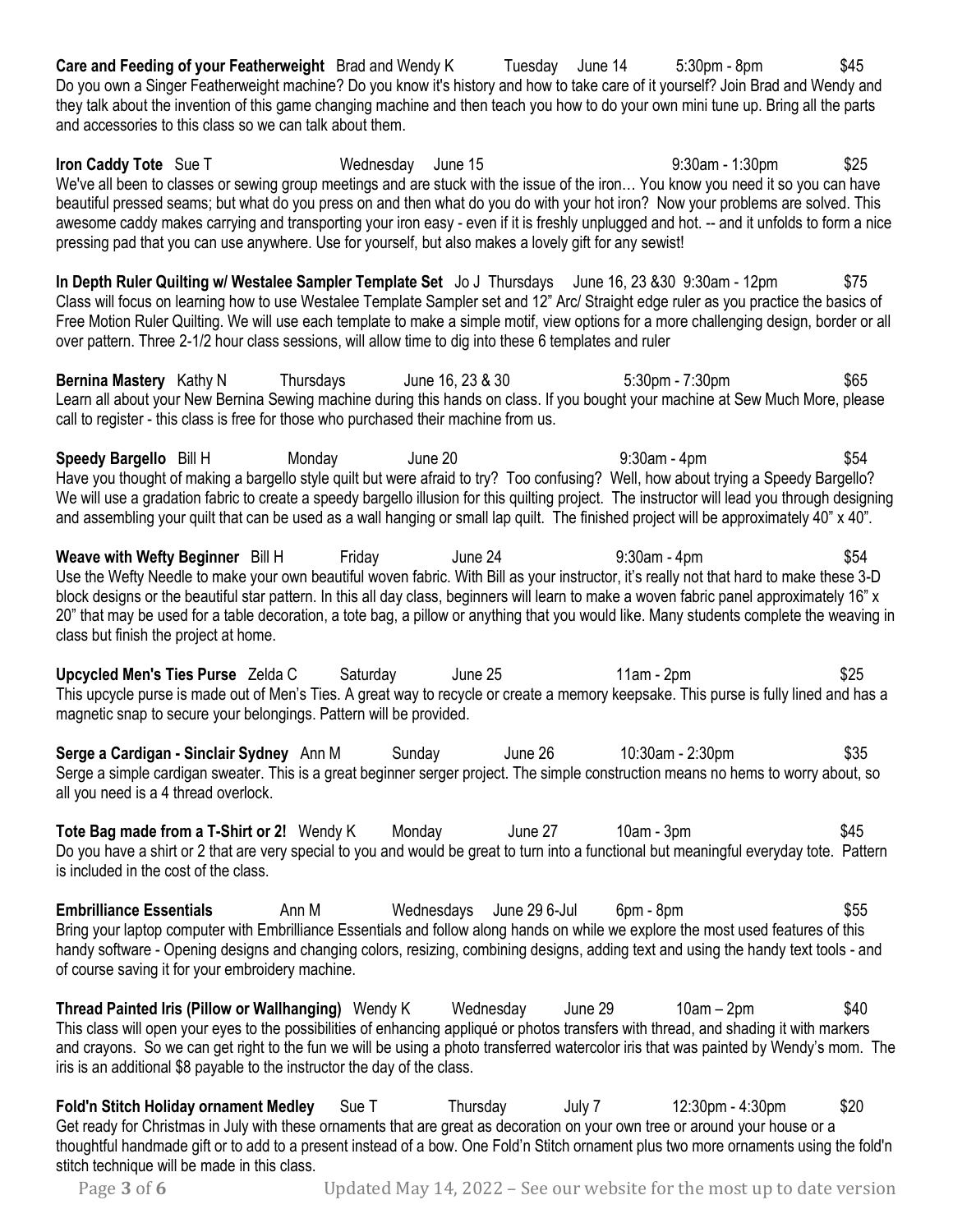**Care and Feeding of your Featherweight** Brad and Wendy K Tuesday June 14 5:30pm - 8pm $45
Do you own a Singer Featherweight machine? Do you know it's history and how to take care of it yourself? Join Brad and Wendy and they talk about the invention of this game changing machine and then teach you how to do your own mini tune up. Bring all the parts and accessories to this class so we can talk about them.

**Iron Caddy Tote** Sue T Wednesday June 15 9:30am - 1:30pm $25
We've all been to classes or sewing group meetings and are stuck with the issue of the iron… You know you need it so you can have beautiful pressed seams; but what do you press on and then what do you do with your hot iron? Now your problems are solved. This awesome caddy makes carrying and transporting your iron easy - even if it is freshly unplugged and hot. -- and it unfolds to form a nice pressing pad that you can use anywhere. Use for yourself, but also makes a lovely gift for any sewist!

**In Depth Ruler Quilting w/ Westalee Sampler Template Set** Jo J Thursdays June 16, 23 &30 9:30am - 12pm $75
Class will focus on learning how to use Westalee Template Sampler set and 12" Arc/ Straight edge ruler as you practice the basics of Free Motion Ruler Quilting. We will use each template to make a simple motif, view options for a more challenging design, border or all over pattern. Three 2-1/2 hour class sessions, will allow time to dig into these 6 templates and ruler

**Bernina Mastery** Kathy N Thursdays June 16, 23 & 30 5:30pm - 7:30pm $65
Learn all about your New Bernina Sewing machine during this hands on class. If you bought your machine at Sew Much More, please call to register - this class is free for those who purchased their machine from us.

**Speedy Bargello** Bill H Monday June 20 9:30am - 4pm $54
Have you thought of making a bargello style quilt but were afraid to try? Too confusing? Well, how about trying a Speedy Bargello? We will use a gradation fabric to create a speedy bargello illusion for this quilting project. The instructor will lead you through designing and assembling your quilt that can be used as a wall hanging or small lap quilt. The finished project will be approximately 40" x 40".

**Weave with Wefty Beginner** Bill H Friday June 24 9:30am - 4pm $54
Use the Wefty Needle to make your own beautiful woven fabric. With Bill as your instructor, it's really not that hard to make these 3-D block designs or the beautiful star pattern. In this all day class, beginners will learn to make a woven fabric panel approximately 16" x 20" that may be used for a table decoration, a tote bag, a pillow or anything that you would like. Many students complete the weaving in class but finish the project at home.

**Upcycled Men's Ties Purse** Zelda C Saturday June 25 11am - 2pm $25
This upcycle purse is made out of Men's Ties. A great way to recycle or create a memory keepsake. This purse is fully lined and has a magnetic snap to secure your belongings. Pattern will be provided.

**Serge a Cardigan - Sinclair Sydney** Ann M Sunday June 26 10:30am - 2:30pm $35
Serge a simple cardigan sweater. This is a great beginner serger project. The simple construction means no hems to worry about, so all you need is a 4 thread overlock.

**Tote Bag made from a T-Shirt or 2!** Wendy K Monday June 27 10am - 3pm $45
Do you have a shirt or 2 that are very special to you and would be great to turn into a functional but meaningful everyday tote. Pattern is included in the cost of the class.

**Embrilliance Essentials** Ann M Wednesdays June 29 6-Jul 6pm - 8pm $55
Bring your laptop computer with Embrilliance Essentials and follow along hands on while we explore the most used features of this handy software - Opening designs and changing colors, resizing, combining designs, adding text and using the handy text tools - and of course saving it for your embroidery machine.

**Thread Painted Iris (Pillow or Wallhanging)** Wendy K Wednesday June 29 10am – 2pm $40
This class will open your eyes to the possibilities of enhancing appliqué or photos transfers with thread, and shading it with markers and crayons. So we can get right to the fun we will be using a photo transferred watercolor iris that was painted by Wendy's mom. The iris is an additional $8 payable to the instructor the day of the class.

**Fold'n Stitch Holiday ornament Medley** Sue T Thursday July 7 12:30pm - 4:30pm $20
Get ready for Christmas in July with these ornaments that are great as decoration on your own tree or around your house or a thoughtful handmade gift or to add to a present instead of a bow. One Fold'n Stitch ornament plus two more ornaments using the fold'n stitch technique will be made in this class.

Updated May 14, 2022 – See our website for the most up to date version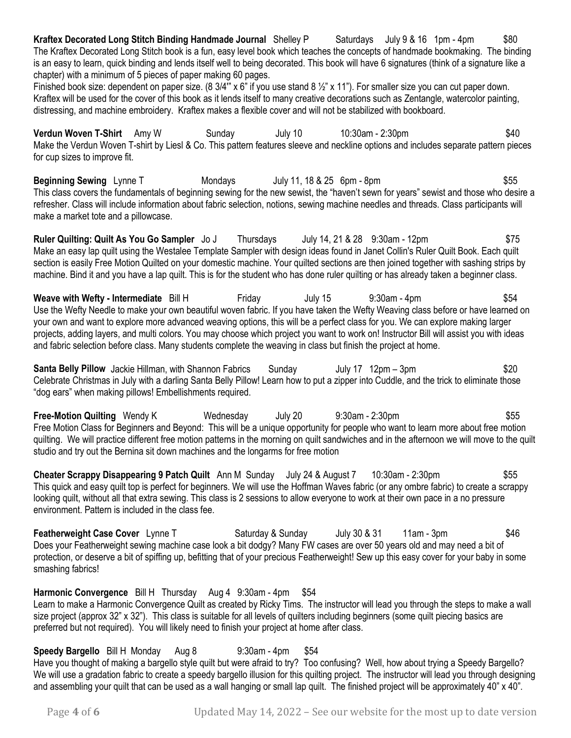**Kraftex Decorated Long Stitch Binding Handmade Journal** Shelley P Saturdays July 9 & 16 1pm - 4pm $80

The Kraftex Decorated Long Stitch book is a fun, easy level book which teaches the concepts of handmade bookmaking. The binding is an easy to learn, quick binding and lends itself well to being decorated. This book will have 6 signatures (think of a signature like a chapter) with a minimum of 5 pieces of paper making 60 pages.

Finished book size: dependent on paper size. (8 3/4'" x 6" if you use stand 8 ½" x 11"). For smaller size you can cut paper down. Kraftex will be used for the cover of this book as it lends itself to many creative decorations such as Zentangle, watercolor painting, distressing, and machine embroidery. Kraftex makes a flexible cover and will not be stabilized with bookboard.

**Verdun Woven T-Shirt** Amy W Sunday July 10 10:30am - 2:30pm $40

Make the Verdun Woven T-shirt by Liesl & Co. This pattern features sleeve and neckline options and includes separate pattern pieces for cup sizes to improve fit.

**Beginning Sewing** Lynne T Mondays July 11, 18 & 25 6pm - 8pm $55

This class covers the fundamentals of beginning sewing for the new sewist, the "haven't sewn for years" sewist and those who desire a refresher. Class will include information about fabric selection, notions, sewing machine needles and threads. Class participants will make a market tote and a pillowcase.

**Ruler Quilting: Quilt As You Go Sampler** Jo J Thursdays July 14, 21 & 28 9:30am - 12pm $75

Make an easy lap quilt using the Westalee Template Sampler with design ideas found in Janet Collin's Ruler Quilt Book. Each quilt section is easily Free Motion Quilted on your domestic machine. Your quilted sections are then joined together with sashing strips by machine. Bind it and you have a lap quilt. This is for the student who has done ruler quilting or has already taken a beginner class.

**Weave with Wefty - Intermediate** Bill H Friday July 15 9:30am - 4pm $54

Use the Wefty Needle to make your own beautiful woven fabric. If you have taken the Wefty Weaving class before or have learned on your own and want to explore more advanced weaving options, this will be a perfect class for you. We can explore making larger projects, adding layers, and multi colors. You may choose which project you want to work on! Instructor Bill will assist you with ideas and fabric selection before class. Many students complete the weaving in class but finish the project at home.

**Santa Belly Pillow** Jackie Hillman, with Shannon Fabrics Sunday July 17 12pm – 3pm $20

Celebrate Christmas in July with a darling Santa Belly Pillow! Learn how to put a zipper into Cuddle, and the trick to eliminate those "dog ears" when making pillows! Embellishments required.

**Free-Motion Quilting** Wendy K Wednesday July 20 9:30am - 2:30pm $55

Free Motion Class for Beginners and Beyond: This will be a unique opportunity for people who want to learn more about free motion quilting. We will practice different free motion patterns in the morning on quilt sandwiches and in the afternoon we will move to the quilt studio and try out the Bernina sit down machines and the longarms for free motion

**Cheater Scrappy Disappearing 9 Patch Quilt** Ann M Sunday July 24 & August 7 10:30am - 2:30pm $55

This quick and easy quilt top is perfect for beginners. We will use the Hoffman Waves fabric (or any ombre fabric) to create a scrappy looking quilt, without all that extra sewing. This class is 2 sessions to allow everyone to work at their own pace in a no pressure environment. Pattern is included in the class fee.

**Featherweight Case Cover** Lynne T Saturday & Sunday July 30 & 31 11am - 3pm $46

Does your Featherweight sewing machine case look a bit dodgy? Many FW cases are over 50 years old and may need a bit of protection, or deserve a bit of spiffing up, befitting that of your precious Featherweight! Sew up this easy cover for your baby in some smashing fabrics!

**Harmonic Convergence** Bill H Thursday Aug 4 9:30am - 4pm $54

Learn to make a Harmonic Convergence Quilt as created by Ricky Tims. The instructor will lead you through the steps to make a wall size project (approx 32" x 32"). This class is suitable for all levels of quilters including beginners (some quilt piecing basics are preferred but not required). You will likely need to finish your project at home after class.

**Speedy Bargello** Bill H Monday Aug 8 9:30am - 4pm $54

Have you thought of making a bargello style quilt but were afraid to try? Too confusing? Well, how about trying a Speedy Bargello? We will use a gradation fabric to create a speedy bargello illusion for this quilting project. The instructor will lead you through designing and assembling your quilt that can be used as a wall hanging or small lap quilt. The finished project will be approximately 40" x 40".

Updated May 14, 2022 – See our website for the most up to date version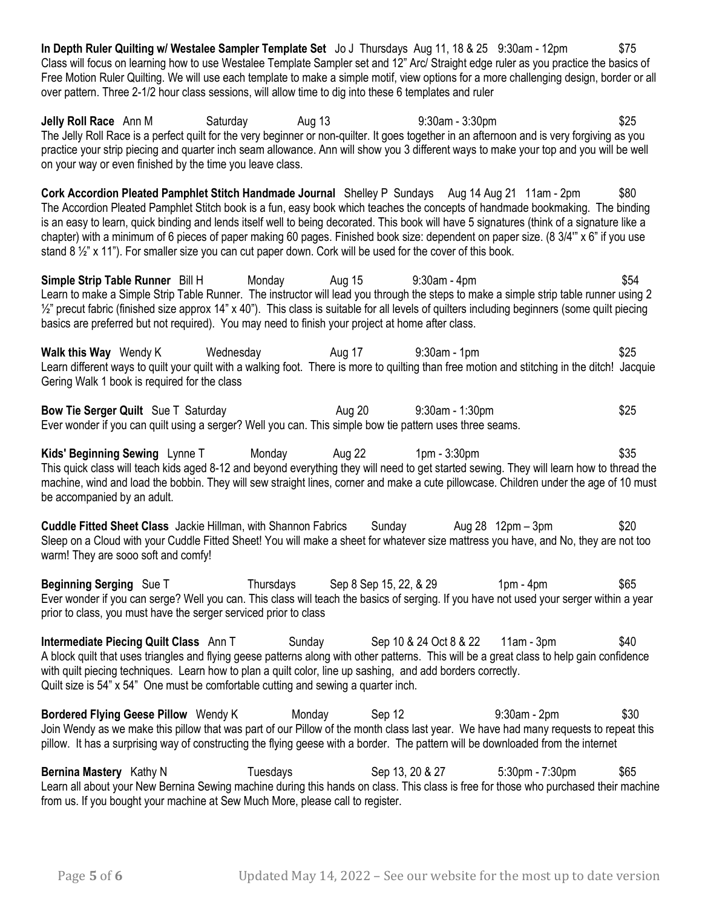**In Depth Ruler Quilting w/ Westalee Sampler Template Set** Jo J Thursdays Aug 11, 18 & 25 9:30am - 12pm $75
Class will focus on learning how to use Westalee Template Sampler set and 12" Arc/ Straight edge ruler as you practice the basics of Free Motion Ruler Quilting. We will use each template to make a simple motif, view options for a more challenging design, border or all over pattern. Three 2-1/2 hour class sessions, will allow time to dig into these 6 templates and ruler

**Jelly Roll Race** Ann M Saturday Aug 13 9:30am - 3:30pm $25
The Jelly Roll Race is a perfect quilt for the very beginner or non-quilter. It goes together in an afternoon and is very forgiving as you practice your strip piecing and quarter inch seam allowance. Ann will show you 3 different ways to make your top and you will be well on your way or even finished by the time you leave class.

**Cork Accordion Pleated Pamphlet Stitch Handmade Journal** Shelley P Sundays Aug 14 Aug 21 11am - 2pm $80
The Accordion Pleated Pamphlet Stitch book is a fun, easy book which teaches the concepts of handmade bookmaking. The binding is an easy to learn, quick binding and lends itself well to being decorated. This book will have 5 signatures (think of a signature like a chapter) with a minimum of 6 pieces of paper making 60 pages. Finished book size: dependent on paper size. (8 3/4'" x 6" if you use stand 8 ½" x 11"). For smaller size you can cut paper down. Cork will be used for the cover of this book.

**Simple Strip Table Runner** Bill H Monday Aug 15 9:30am - 4pm $54
Learn to make a Simple Strip Table Runner. The instructor will lead you through the steps to make a simple strip table runner using 2 ½" precut fabric (finished size approx 14" x 40"). This class is suitable for all levels of quilters including beginners (some quilt piecing basics are preferred but not required). You may need to finish your project at home after class.

**Walk this Way** Wendy K Wednesday Aug 17 9:30am - 1pm $25
Learn different ways to quilt your quilt with a walking foot. There is more to quilting than free motion and stitching in the ditch! Jacquie Gering Walk 1 book is required for the class

**Bow Tie Serger Quilt** Sue T Saturday Aug 20 9:30am - 1:30pm $25
Ever wonder if you can quilt using a serger? Well you can. This simple bow tie pattern uses three seams.

**Kids' Beginning Sewing** Lynne T Monday Aug 22 1pm - 3:30pm $35
This quick class will teach kids aged 8-12 and beyond everything they will need to get started sewing. They will learn how to thread the machine, wind and load the bobbin. They will sew straight lines, corner and make a cute pillowcase. Children under the age of 10 must be accompanied by an adult.

**Cuddle Fitted Sheet Class** Jackie Hillman, with Shannon Fabrics Sunday Aug 28 12pm – 3pm $20
Sleep on a Cloud with your Cuddle Fitted Sheet! You will make a sheet for whatever size mattress you have, and No, they are not too warm! They are sooo soft and comfy!

**Beginning Serging** Sue T Thursdays Sep 8 Sep 15, 22, & 29 1pm - 4pm $65
Ever wonder if you can serge? Well you can. This class will teach the basics of serging. If you have not used your serger within a year prior to class, you must have the serger serviced prior to class

**Intermediate Piecing Quilt Class** Ann T Sunday Sep 10 & 24 Oct 8 & 22 11am - 3pm $40
A block quilt that uses triangles and flying geese patterns along with other patterns. This will be a great class to help gain confidence with quilt piecing techniques. Learn how to plan a quilt color, line up sashing, and add borders correctly.
Quilt size is 54" x 54" One must be comfortable cutting and sewing a quarter inch.

**Bordered Flying Geese Pillow** Wendy K Monday Sep 12 9:30am - 2pm $30
Join Wendy as we make this pillow that was part of our Pillow of the month class last year. We have had many requests to repeat this pillow. It has a surprising way of constructing the flying geese with a border. The pattern will be downloaded from the internet

**Bernina Mastery** Kathy N Tuesdays Sep 13, 20 & 27 5:30pm - 7:30pm $65
Learn all about your New Bernina Sewing machine during this hands on class. This class is free for those who purchased their machine from us. If you bought your machine at Sew Much More, please call to register.

Updated May 14, 2022 – See our website for the most up to date version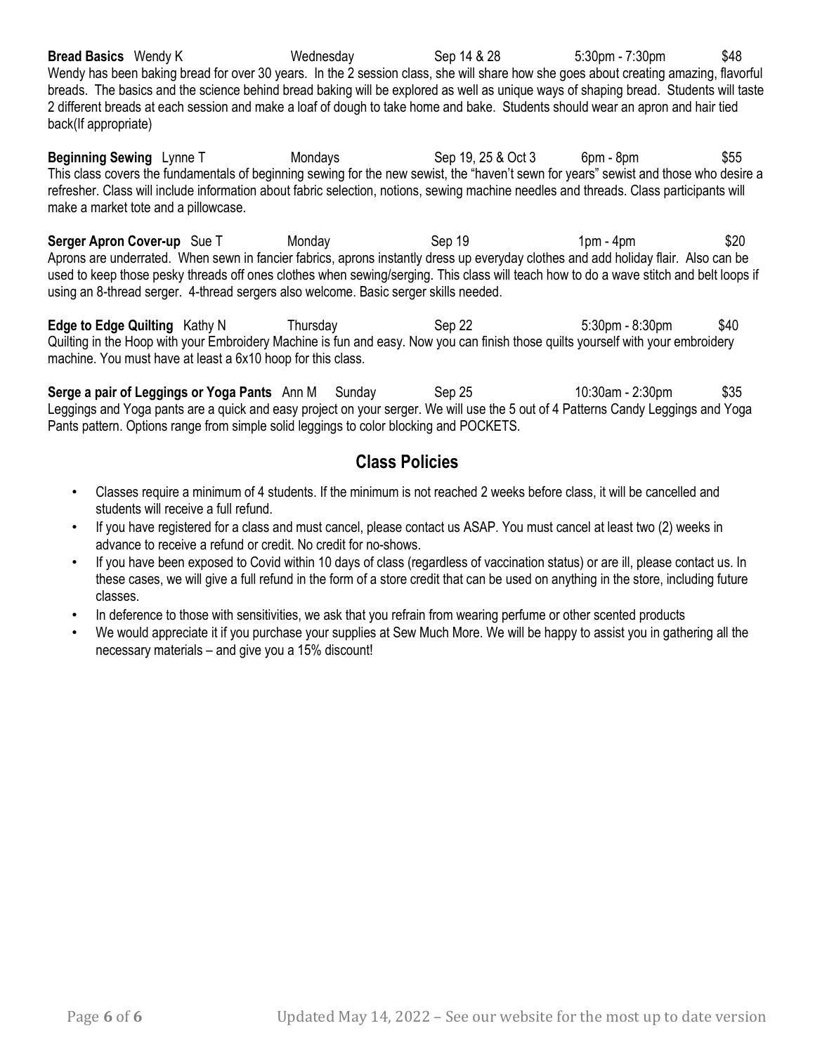**Bread Basics** Wendy K Wednesday Sep 14 & 28 5:30pm - 7:30pm $48
Wendy has been baking bread for over 30 years. In the 2 session class, she will share how she goes about creating amazing, flavorful breads. The basics and the science behind bread baking will be explored as well as unique ways of shaping bread. Students will taste 2 different breads at each session and make a loaf of dough to take home and bake. Students should wear an apron and hair tied back(If appropriate)

**Beginning Sewing** Lynne T Mondays Sep 19, 25 & Oct 3 6pm - 8pm $55
This class covers the fundamentals of beginning sewing for the new sewist, the "haven't sewn for years" sewist and those who desire a refresher. Class will include information about fabric selection, notions, sewing machine needles and threads. Class participants will make a market tote and a pillowcase.

**Serger Apron Cover-up** Sue T Monday Sep 19 1pm - 4pm $20
Aprons are underrated. When sewn in fancier fabrics, aprons instantly dress up everyday clothes and add holiday flair. Also can be used to keep those pesky threads off ones clothes when sewing/serging. This class will teach how to do a wave stitch and belt loops if using an 8-thread serger. 4-thread sergers also welcome. Basic serger skills needed.

**Edge to Edge Quilting** Kathy N Thursday Sep 22 5:30pm - 8:30pm $40
Quilting in the Hoop with your Embroidery Machine is fun and easy. Now you can finish those quilts yourself with your embroidery machine. You must have at least a 6x10 hoop for this class.

**Serge a pair of Leggings or Yoga Pants** Ann M Sunday Sep 25 10:30am - 2:30pm $35
Leggings and Yoga pants are a quick and easy project on your serger. We will use the 5 out of 4 Patterns Candy Leggings and Yoga Pants pattern. Options range from simple solid leggings to color blocking and POCKETS.

## Class Policies

- Classes require a minimum of 4 students. If the minimum is not reached 2 weeks before class, it will be cancelled and students will receive a full refund.
- If you have registered for a class and must cancel, please contact us ASAP. You must cancel at least two (2) weeks in advance to receive a refund or credit. No credit for no-shows.
- If you have been exposed to Covid within 10 days of class (regardless of vaccination status) or are ill, please contact us. In these cases, we will give a full refund in the form of a store credit that can be used on anything in the store, including future classes.
- In deference to those with sensitivities, we ask that you refrain from wearing perfume or other scented products
- We would appreciate it if you purchase your supplies at Sew Much More. We will be happy to assist you in gathering all the necessary materials – and give you a 15% discount!

Updated May 14, 2022 – See our website for the most up to date version